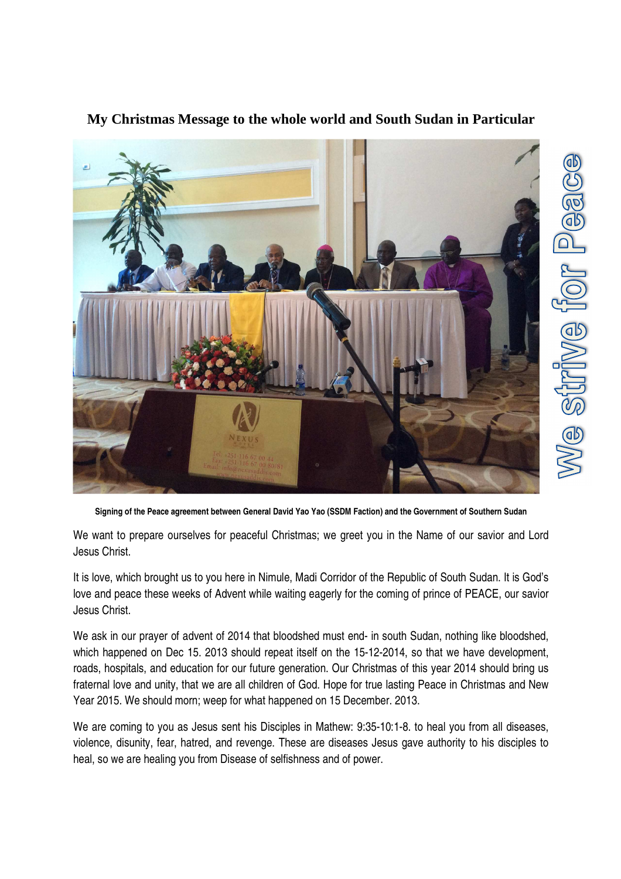# My Christmas Message to the whole world and South Sudan in Particular

We strive for Peace

**Signing of the Peace agreement between General David Yao Yao (SSDM Faction) and the Government of Southern Sudan**

We want to prepare ourselves for peaceful Christmas; we greet you in the Name of our savior and Lord Jesus Christ.

It is love, which brought us to you here in Nimule, Madi Corridor of the Republic of South Sudan. It is God's love and peace these weeks of Advent while waiting eagerly for the coming of prince of PEACE, our savior Jesus Christ.

We ask in our prayer of advent of 2014 that bloodshed must end- in south Sudan, nothing like bloodshed, which happened on Dec 15. 2013 should repeat itself on the 15-12-2014, so that we have development, roads, hospitals, and education for our future generation. Our Christmas of this year 2014 should bring us fraternal love and unity, that we are all children of God. Hope for true lasting Peace in Christmas and New Year 2015. We should morn; weep for what happened on 15 December. 2013.

We are coming to you as Jesus sent his Disciples in Mathew: 9:35-10:1-8. to heal you from all diseases, violence, disunity, fear, hatred, and revenge. These are diseases Jesus gave authority to his disciples to heal, so we are healing you from Disease of selfishness and of power.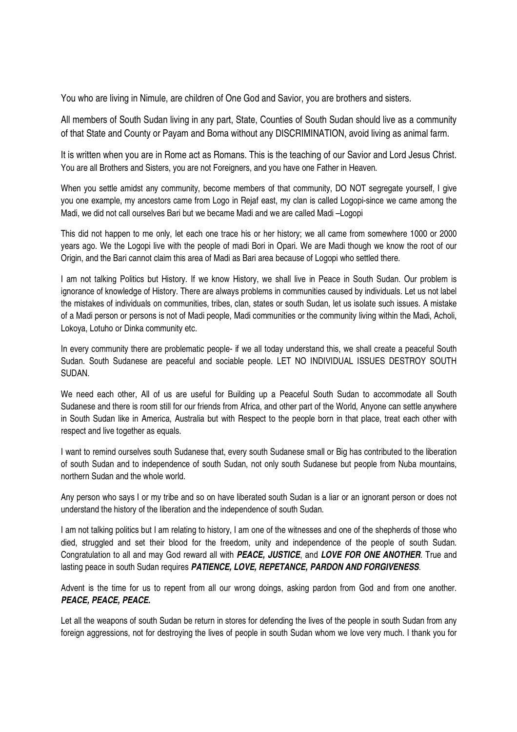You who are living in Nimule, are children of One God and Savior, you are brothers and sisters.

All members of South Sudan living in any part, State, Counties of South Sudan should live as a community of that State and County or Payam and Boma without any DISCRIMINATION, avoid living as animal farm.

It is written when you are in Rome act as Romans. This is the teaching of our Savior and Lord Jesus Christ. You are all Brothers and Sisters, you are not Foreigners, and you have one Father in Heaven.

When you settle amidst any community, become members of that community, DO NOT segregate yourself, I give you one example, my ancestors came from Logo in Rejaf east, my clan is called Logopi-since we came among the Madi, we did not call ourselves Bari but we became Madi and we are called Madi –Logopi

This did not happen to me only, let each one trace his or her history; we all came from somewhere 1000 or 2000 years ago. We the Logopi live with the people of madi Bori in Opari. We are Madi though we know the root of our Origin, and the Bari cannot claim this area of Madi as Bari area because of Logopi who settled there.

I am not talking Politics but History. If we know History, we shall live in Peace in South Sudan. Our problem is ignorance of knowledge of History. There are always problems in communities caused by individuals. Let us not label the mistakes of individuals on communities, tribes, clan, states or south Sudan, let us isolate such issues. A mistake of a Madi person or persons is not of Madi people, Madi communities or the community living within the Madi, Acholi, Lokoya, Lotuho or Dinka community etc.

In every community there are problematic people- if we all today understand this, we shall create a peaceful South Sudan. South Sudanese are peaceful and sociable people. LET NO INDIVIDUAL ISSUES DESTROY SOUTH SUDAN.

We need each other, All of us are useful for Building up a Peaceful South Sudan to accommodate all South Sudanese and there is room still for our friends from Africa, and other part of the World, Anyone can settle anywhere in South Sudan like in America, Australia but with Respect to the people born in that place, treat each other with respect and live together as equals.

I want to remind ourselves south Sudanese that, every south Sudanese small or Big has contributed to the liberation of south Sudan and to independence of south Sudan, not only south Sudanese but people from Nuba mountains, northern Sudan and the whole world.

Any person who says I or my tribe and so on have liberated south Sudan is a liar or an ignorant person or does not understand the history of the liberation and the independence of south Sudan.

I am not talking politics but I am relating to history, I am one of the witnesses and one of the shepherds of those who died, struggled and set their blood for the freedom, unity and independence of the people of south Sudan. Congratulation to all and may God reward all with ***PEACE, JUSTICE***, and ***LOVE FOR ONE ANOTHER***. True and lasting peace in south Sudan requires ***PATIENCE, LOVE, REPETANCE, PARDON AND FORGIVENESS***.

Advent is the time for us to repent from all our wrong doings, asking pardon from God and from one another. ***PEACE, PEACE, PEACE.***

Let all the weapons of south Sudan be return in stores for defending the lives of the people in south Sudan from any foreign aggressions, not for destroying the lives of people in south Sudan whom we love very much. I thank you for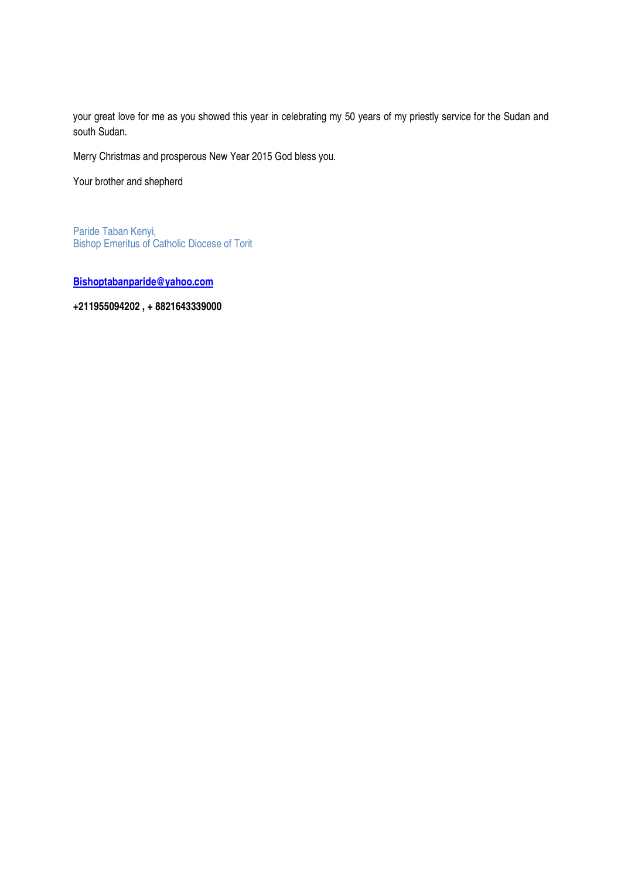your great love for me as you showed this year in celebrating my 50 years of my priestly service for the Sudan and south Sudan.

Merry Christmas and prosperous New Year 2015 God bless you.

Your brother and shepherd

Paride Taban Kenyi,
Bishop Emeritus of Catholic Diocese of Torit

**Bishoptabanparide@yahoo.com**

**+211955094202 , + 8821643339000**